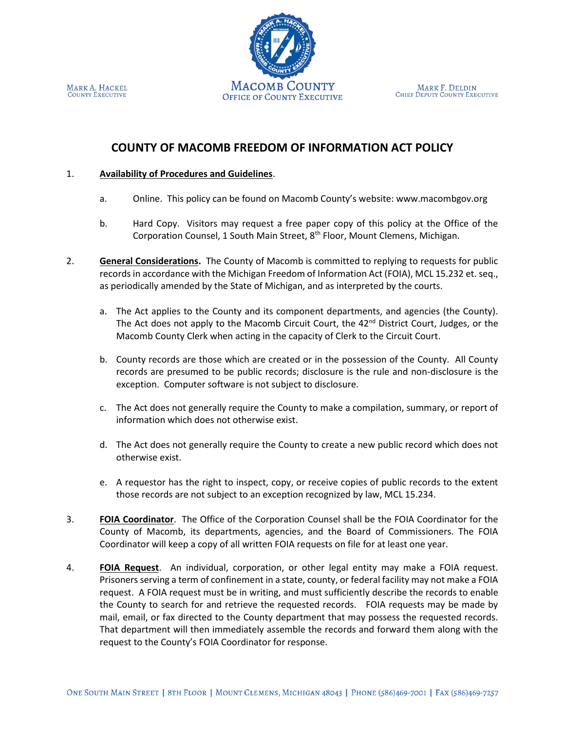MARK A. HACKEL
COUNTY EXECUTIVE

MACOMB COUNTY
OFFICE OF COUNTY EXECUTIVE

MARK F. DELDIN
CHIEF DEPUTY COUNTY EXECUTIVE

# COUNTY OF MACOMB FREEDOM OF INFORMATION ACT POLICY

1. **Availability of Procedures and Guidelines**.

   a. Online. This policy can be found on Macomb County's website: www.macombgov.org

   b. Hard Copy. Visitors may request a free paper copy of this policy at the Office of the Corporation Counsel, 1 South Main Street, 8th Floor, Mount Clemens, Michigan.

2. **General Considerations.** The County of Macomb is committed to replying to requests for public records in accordance with the Michigan Freedom of Information Act (FOIA), MCL 15.232 et. seq., as periodically amended by the State of Michigan, and as interpreted by the courts.

   a. The Act applies to the County and its component departments, and agencies (the County). The Act does not apply to the Macomb Circuit Court, the 42nd District Court, Judges, or the Macomb County Clerk when acting in the capacity of Clerk to the Circuit Court.

   b. County records are those which are created or in the possession of the County. All County records are presumed to be public records; disclosure is the rule and non-disclosure is the exception. Computer software is not subject to disclosure.

   c. The Act does not generally require the County to make a compilation, summary, or report of information which does not otherwise exist.

   d. The Act does not generally require the County to create a new public record which does not otherwise exist.

   e. A requestor has the right to inspect, copy, or receive copies of public records to the extent those records are not subject to an exception recognized by law, MCL 15.234.

3. **FOIA Coordinator**. The Office of the Corporation Counsel shall be the FOIA Coordinator for the County of Macomb, its departments, agencies, and the Board of Commissioners. The FOIA Coordinator will keep a copy of all written FOIA requests on file for at least one year.

4. **FOIA Request**. An individual, corporation, or other legal entity may make a FOIA request. Prisoners serving a term of confinement in a state, county, or federal facility may not make a FOIA request. A FOIA request must be in writing, and must sufficiently describe the records to enable the County to search for and retrieve the requested records. FOIA requests may be made by mail, email, or fax directed to the County department that may possess the requested records. That department will then immediately assemble the records and forward them along with the request to the County's FOIA Coordinator for response.

ONE SOUTH MAIN STREET | 8TH FLOOR | MOUNT CLEMENS, MICHIGAN 48043 | PHONE (586)469-7001 | FAX (586)469-7257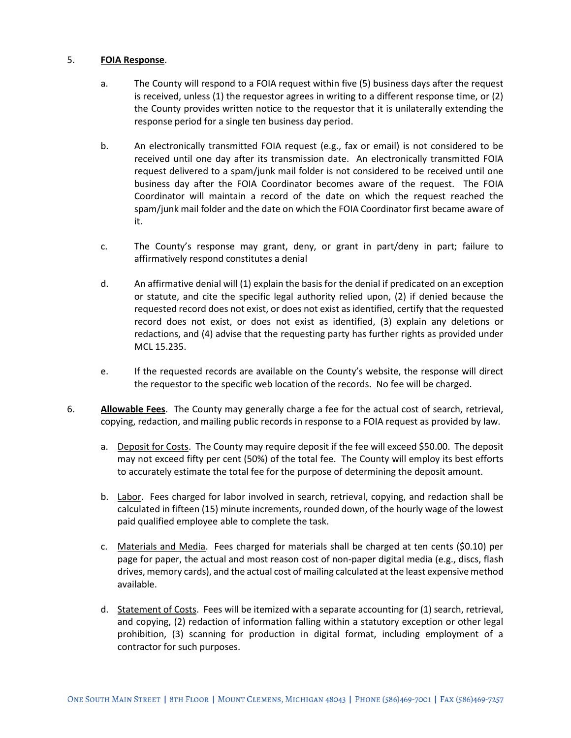5. **FOIA Response**.

   a. The County will respond to a FOIA request within five (5) business days after the request is received, unless (1) the requestor agrees in writing to a different response time, or (2) the County provides written notice to the requestor that it is unilaterally extending the response period for a single ten business day period.

   b. An electronically transmitted FOIA request (e.g., fax or email) is not considered to be received until one day after its transmission date. An electronically transmitted FOIA request delivered to a spam/junk mail folder is not considered to be received until one business day after the FOIA Coordinator becomes aware of the request. The FOIA Coordinator will maintain a record of the date on which the request reached the spam/junk mail folder and the date on which the FOIA Coordinator first became aware of it.

   c. The County's response may grant, deny, or grant in part/deny in part; failure to affirmatively respond constitutes a denial

   d. An affirmative denial will (1) explain the basis for the denial if predicated on an exception or statute, and cite the specific legal authority relied upon, (2) if denied because the requested record does not exist, or does not exist as identified, certify that the requested record does not exist, or does not exist as identified, (3) explain any deletions or redactions, and (4) advise that the requesting party has further rights as provided under MCL 15.235.

   e. If the requested records are available on the County's website, the response will direct the requestor to the specific web location of the records. No fee will be charged.

6. **Allowable Fees**. The County may generally charge a fee for the actual cost of search, retrieval, copying, redaction, and mailing public records in response to a FOIA request as provided by law.

   a. Deposit for Costs. The County may require deposit if the fee will exceed $50.00. The deposit may not exceed fifty per cent (50%) of the total fee. The County will employ its best efforts to accurately estimate the total fee for the purpose of determining the deposit amount.

   b. Labor. Fees charged for labor involved in search, retrieval, copying, and redaction shall be calculated in fifteen (15) minute increments, rounded down, of the hourly wage of the lowest paid qualified employee able to complete the task.

   c. Materials and Media. Fees charged for materials shall be charged at ten cents ($0.10) per page for paper, the actual and most reason cost of non-paper digital media (e.g., discs, flash drives, memory cards), and the actual cost of mailing calculated at the least expensive method available.

   d. Statement of Costs. Fees will be itemized with a separate accounting for (1) search, retrieval, and copying, (2) redaction of information falling within a statutory exception or other legal prohibition, (3) scanning for production in digital format, including employment of a contractor for such purposes.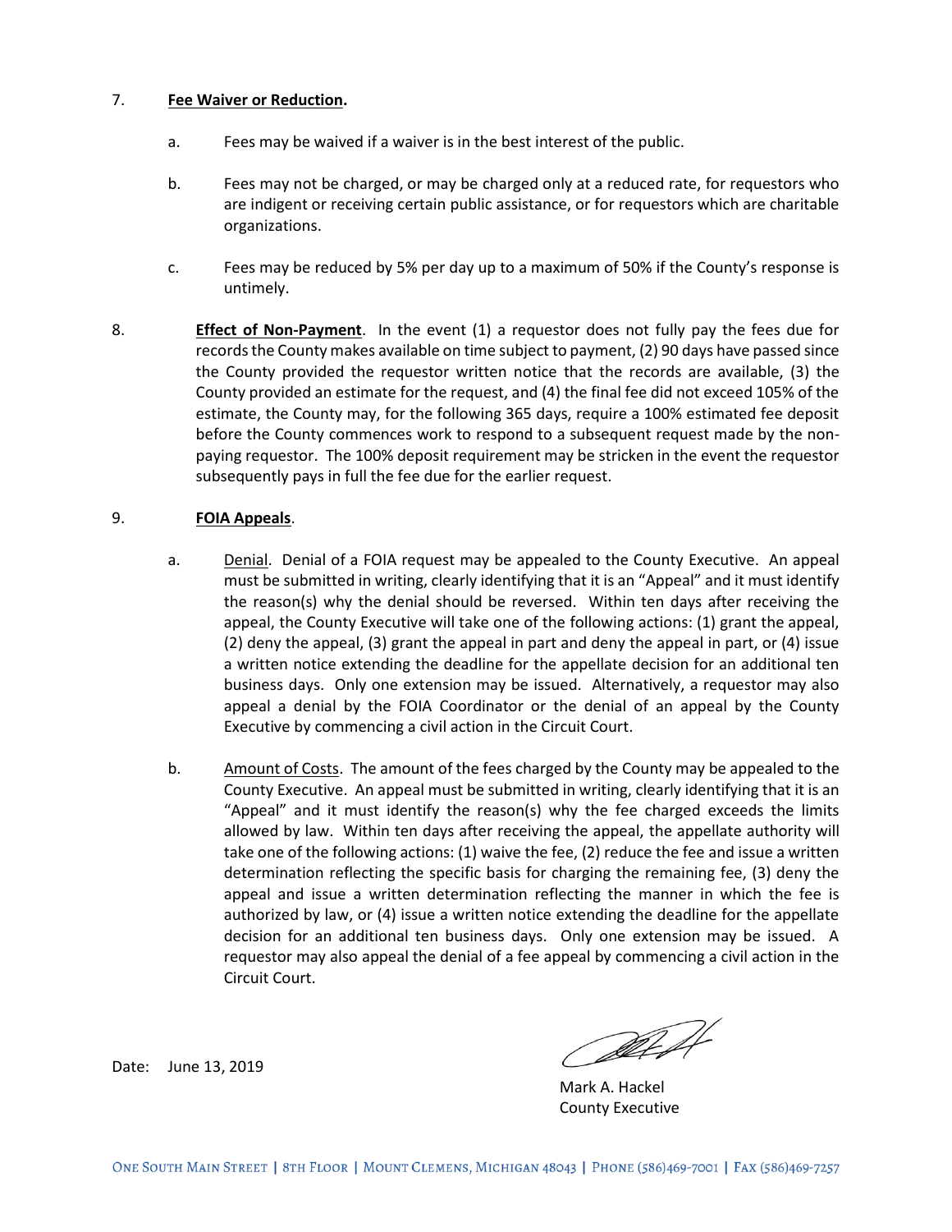7. **Fee Waiver or Reduction.**

   a. Fees may be waived if a waiver is in the best interest of the public.

   b. Fees may not be charged, or may be charged only at a reduced rate, for requestors who are indigent or receiving certain public assistance, or for requestors which are charitable organizations.

   c. Fees may be reduced by 5% per day up to a maximum of 50% if the County's response is untimely.

8. **Effect of Non-Payment**. In the event (1) a requestor does not fully pay the fees due for records the County makes available on time subject to payment, (2) 90 days have passed since the County provided the requestor written notice that the records are available, (3) the County provided an estimate for the request, and (4) the final fee did not exceed 105% of the estimate, the County may, for the following 365 days, require a 100% estimated fee deposit before the County commences work to respond to a subsequent request made by the non-paying requestor. The 100% deposit requirement may be stricken in the event the requestor subsequently pays in full the fee due for the earlier request.

9. **FOIA Appeals**.

   a. Denial. Denial of a FOIA request may be appealed to the County Executive. An appeal must be submitted in writing, clearly identifying that it is an "Appeal" and it must identify the reason(s) why the denial should be reversed. Within ten days after receiving the appeal, the County Executive will take one of the following actions: (1) grant the appeal, (2) deny the appeal, (3) grant the appeal in part and deny the appeal in part, or (4) issue a written notice extending the deadline for the appellate decision for an additional ten business days. Only one extension may be issued. Alternatively, a requestor may also appeal a denial by the FOIA Coordinator or the denial of an appeal by the County Executive by commencing a civil action in the Circuit Court.

   b. Amount of Costs. The amount of the fees charged by the County may be appealed to the County Executive. An appeal must be submitted in writing, clearly identifying that it is an "Appeal" and it must identify the reason(s) why the fee charged exceeds the limits allowed by law. Within ten days after receiving the appeal, the appellate authority will take one of the following actions: (1) waive the fee, (2) reduce the fee and issue a written determination reflecting the specific basis for charging the remaining fee, (3) deny the appeal and issue a written determination reflecting the manner in which the fee is authorized by law, or (4) issue a written notice extending the deadline for the appellate decision for an additional ten business days. Only one extension may be issued. A requestor may also appeal the denial of a fee appeal by commencing a civil action in the Circuit Court.

Date: June 13, 2019

Mark A. Hackel
County Executive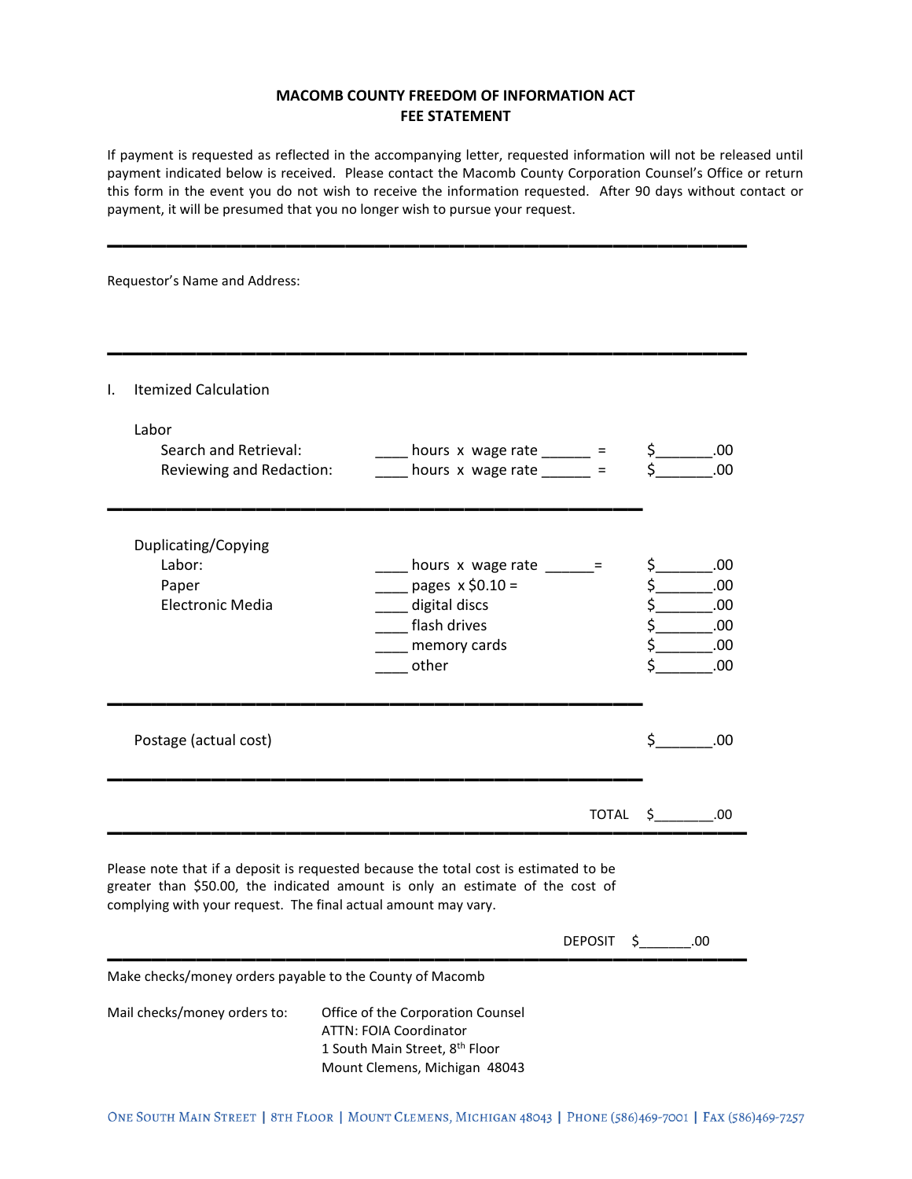# MACOMB COUNTY FREEDOM OF INFORMATION ACT
## FEE STATEMENT

If payment is requested as reflected in the accompanying letter, requested information will not be released until payment indicated below is received. Please contact the Macomb County Corporation Counsel's Office or return this form in the event you do not wish to receive the information requested. After 90 days without contact or payment, it will be presumed that you no longer wish to pursue your request.

---

Requestor's Name and Address:

---

I. Itemized Calculation

Labor

| | | |
|---|---|---|
| Search and Retrieval: | ____ hours x wage rate ______ = | $_______.00 |
| Reviewing and Redaction: | ____ hours x wage rate ______ = | $_______.00 |

---

Duplicating/Copying

| | | |
|---|---|---|
| Labor: | ____ hours x wage rate ______= | $_______.00 |
| Paper | ____ pages x $0.10 = | $_______.00 |
| Electronic Media | ____ digital discs | $_______.00 |
| | ____ flash drives | $_______.00 |
| | ____ memory cards | $_______.00 |
| | ____ other | $_______.00 |

---

Postage (actual cost) $_______.00

---

TOTAL $________.00

---

Please note that if a deposit is requested because the total cost is estimated to be greater than $50.00, the indicated amount is only an estimate of the cost of complying with your request. The final actual amount may vary.

DEPOSIT $_______.00

---

Make checks/money orders payable to the County of Macomb

Mail checks/money orders to:

Office of the Corporation Counsel
ATTN: FOIA Coordinator
1 South Main Street, 8th Floor
Mount Clemens, Michigan 48043

ONE SOUTH MAIN STREET | 8TH FLOOR | MOUNT CLEMENS, MICHIGAN 48043 | PHONE (586)469-7001 | FAX (586)469-7257